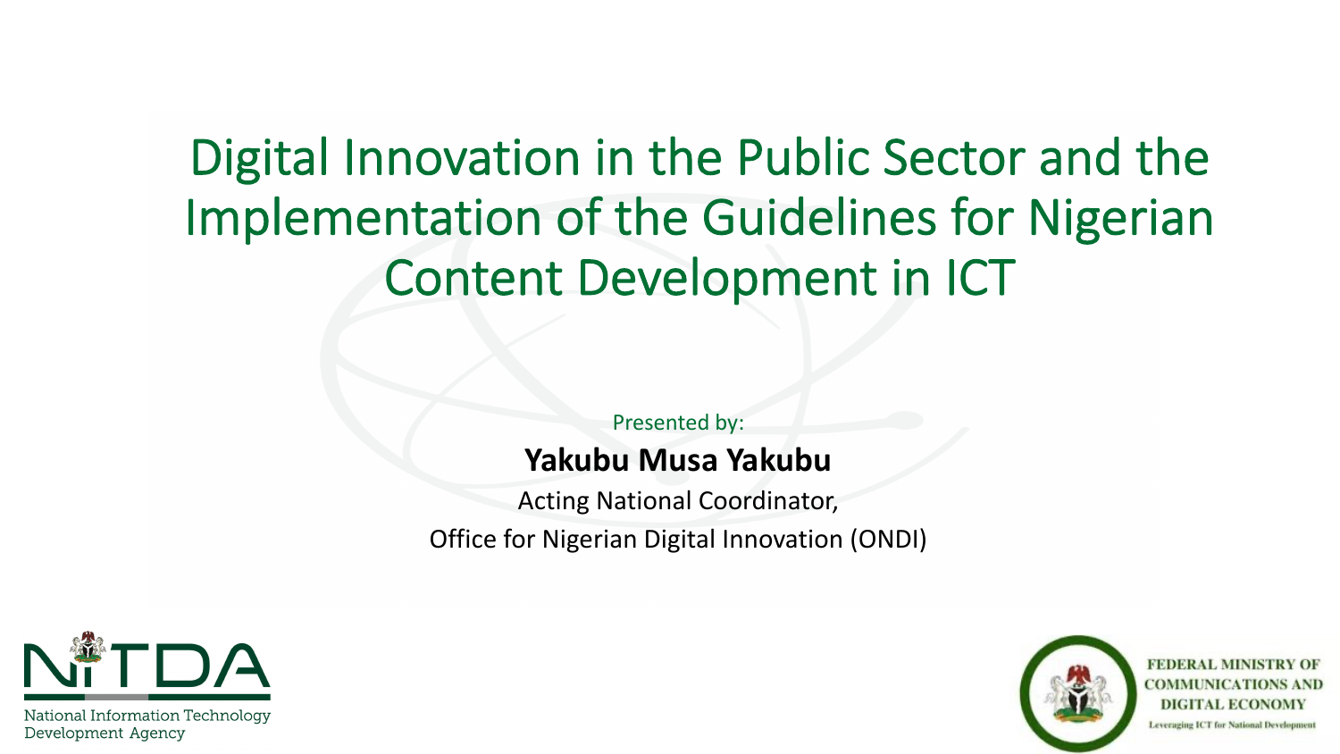# Digital Innovation in the Public Sector and the Implementation of the Guidelines for Nigerian Content Development in ICT

Presented by:

**Yakubu Musa Yakubu**

Acting National Coordinator,

Office for Nigerian Digital Innovation (ONDI)

NITDA

National Information Technology Development Agency

FEDERAL MINISTRY OF COMMUNICATIONS AND DIGITAL ECONOMY

Leveraging ICT for National Development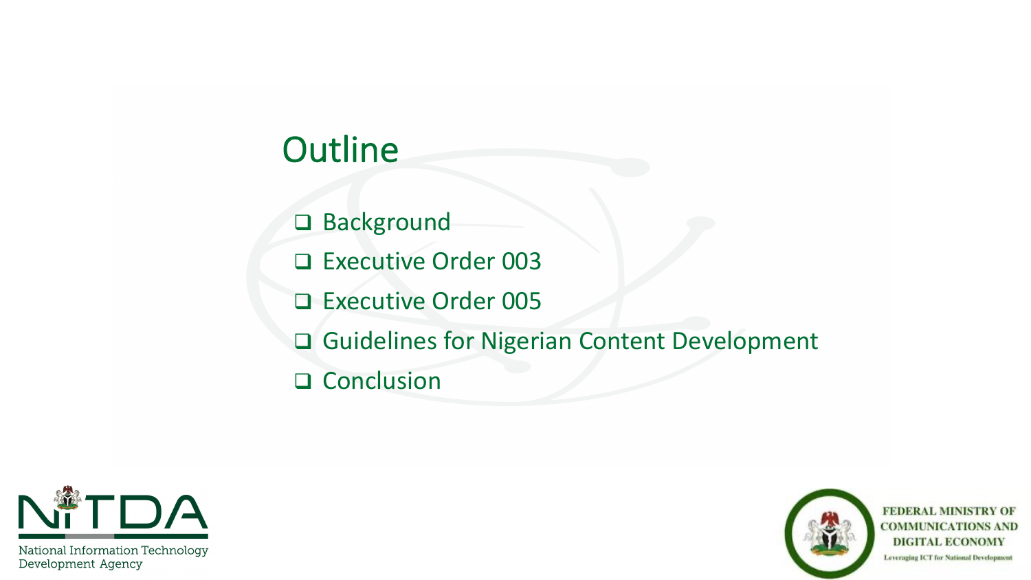# Outline

- Background
- Executive Order 003
- Executive Order 005
- Guidelines for Nigerian Content Development
- Conclusion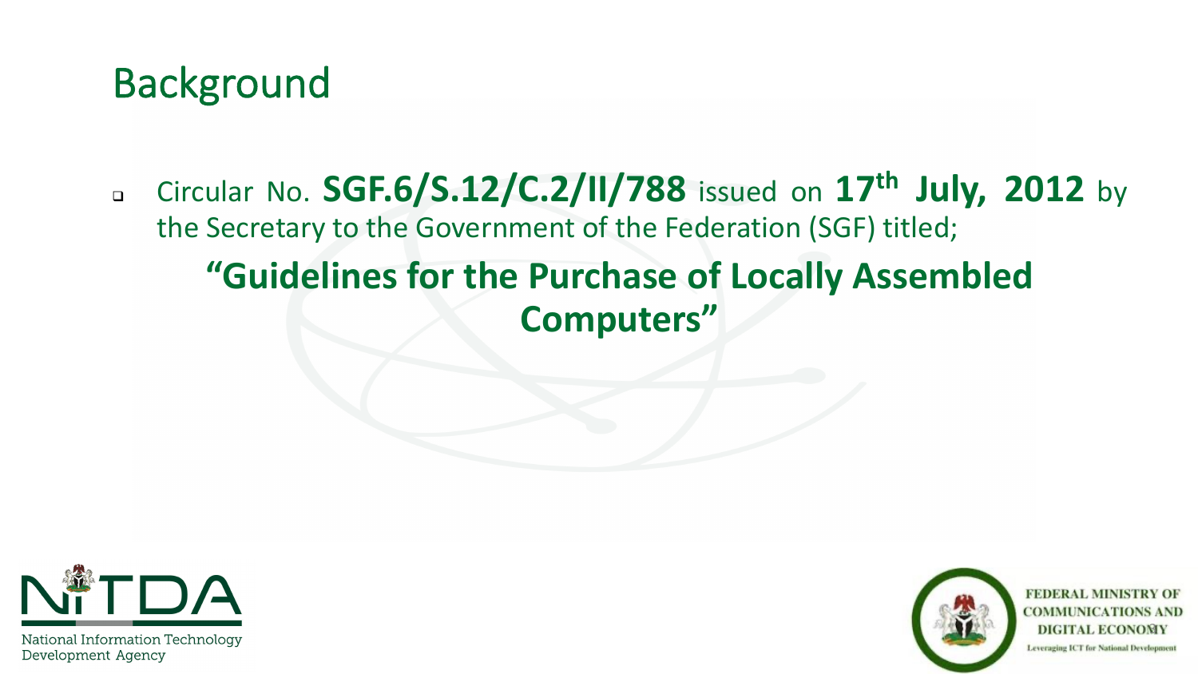# Background

- Circular No. **SGF.6/S.12/C.2/II/788** issued on **17th July, 2012** by the Secretary to the Government of the Federation (SGF) titled;

  **"Guidelines for the Purchase of Locally Assembled Computers"**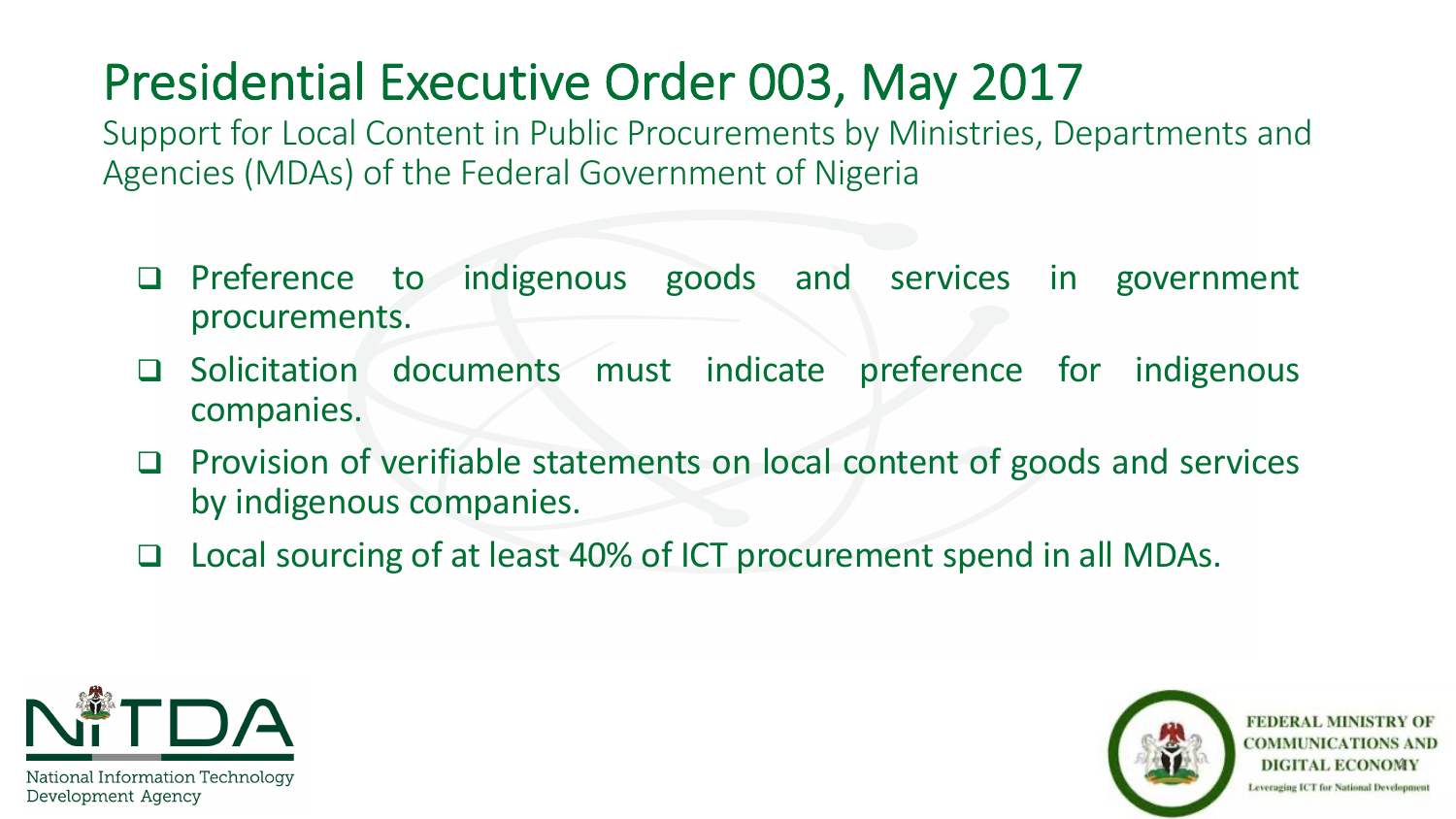# Presidential Executive Order 003, May 2017

Support for Local Content in Public Procurements by Ministries, Departments and Agencies (MDAs) of the Federal Government of Nigeria

- Preference to indigenous goods and services in government procurements.
- Solicitation documents must indicate preference for indigenous companies.
- Provision of verifiable statements on local content of goods and services by indigenous companies.
- Local sourcing of at least 40% of ICT procurement spend in all MDAs.

NITDA
National Information Technology Development Agency

FEDERAL MINISTRY OF COMMUNICATIONS AND DIGITAL ECONOMY
Leveraging ICT for National Development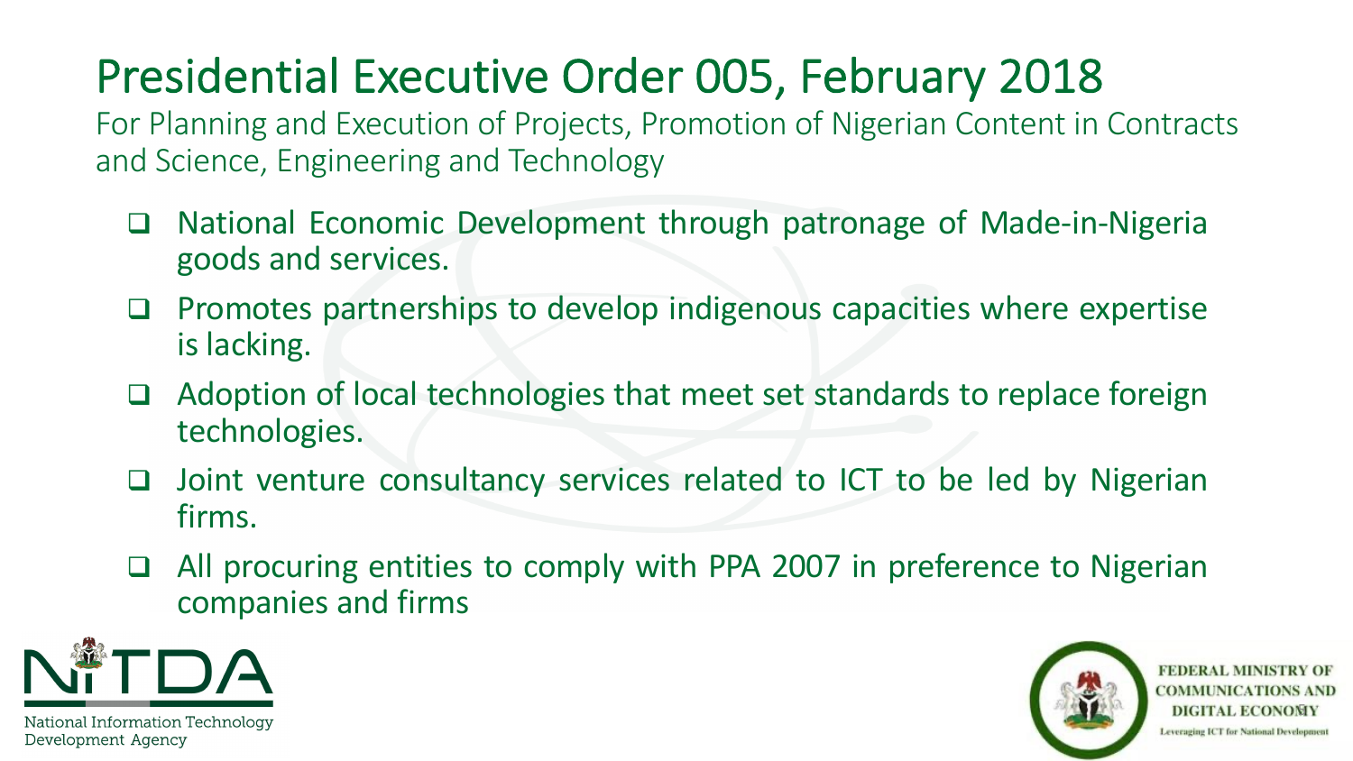# Presidential Executive Order 005, February 2018

For Planning and Execution of Projects, Promotion of Nigerian Content in Contracts and Science, Engineering and Technology

- National Economic Development through patronage of Made-in-Nigeria goods and services.
- Promotes partnerships to develop indigenous capacities where expertise is lacking.
- Adoption of local technologies that meet set standards to replace foreign technologies.
- Joint venture consultancy services related to ICT to be led by Nigerian firms.
- All procuring entities to comply with PPA 2007 in preference to Nigerian companies and firms

NITDA
National Information Technology Development Agency

FEDERAL MINISTRY OF COMMUNICATIONS AND DIGITAL ECONOMY
Leveraging ICT for National Development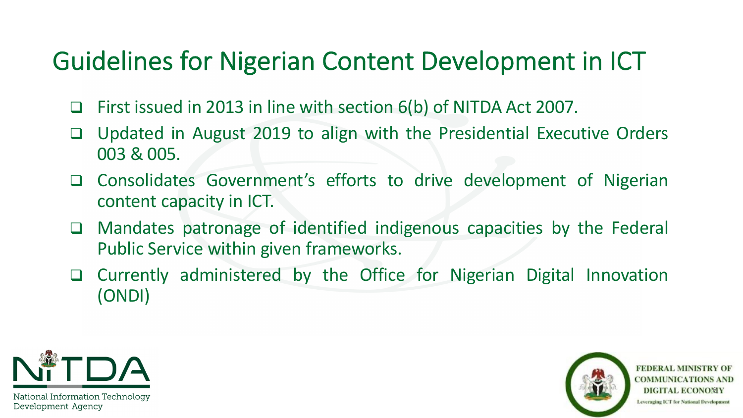# Guidelines for Nigerian Content Development in ICT

- First issued in 2013 in line with section 6(b) of NITDA Act 2007.
- Updated in August 2019 to align with the Presidential Executive Orders 003 & 005.
- Consolidates Government's efforts to drive development of Nigerian content capacity in ICT.
- Mandates patronage of identified indigenous capacities by the Federal Public Service within given frameworks.
- Currently administered by the Office for Nigerian Digital Innovation (ONDI)

National Information Technology Development Agency

FEDERAL MINISTRY OF COMMUNICATIONS AND DIGITAL ECONOMY

Leveraging ICT for National Development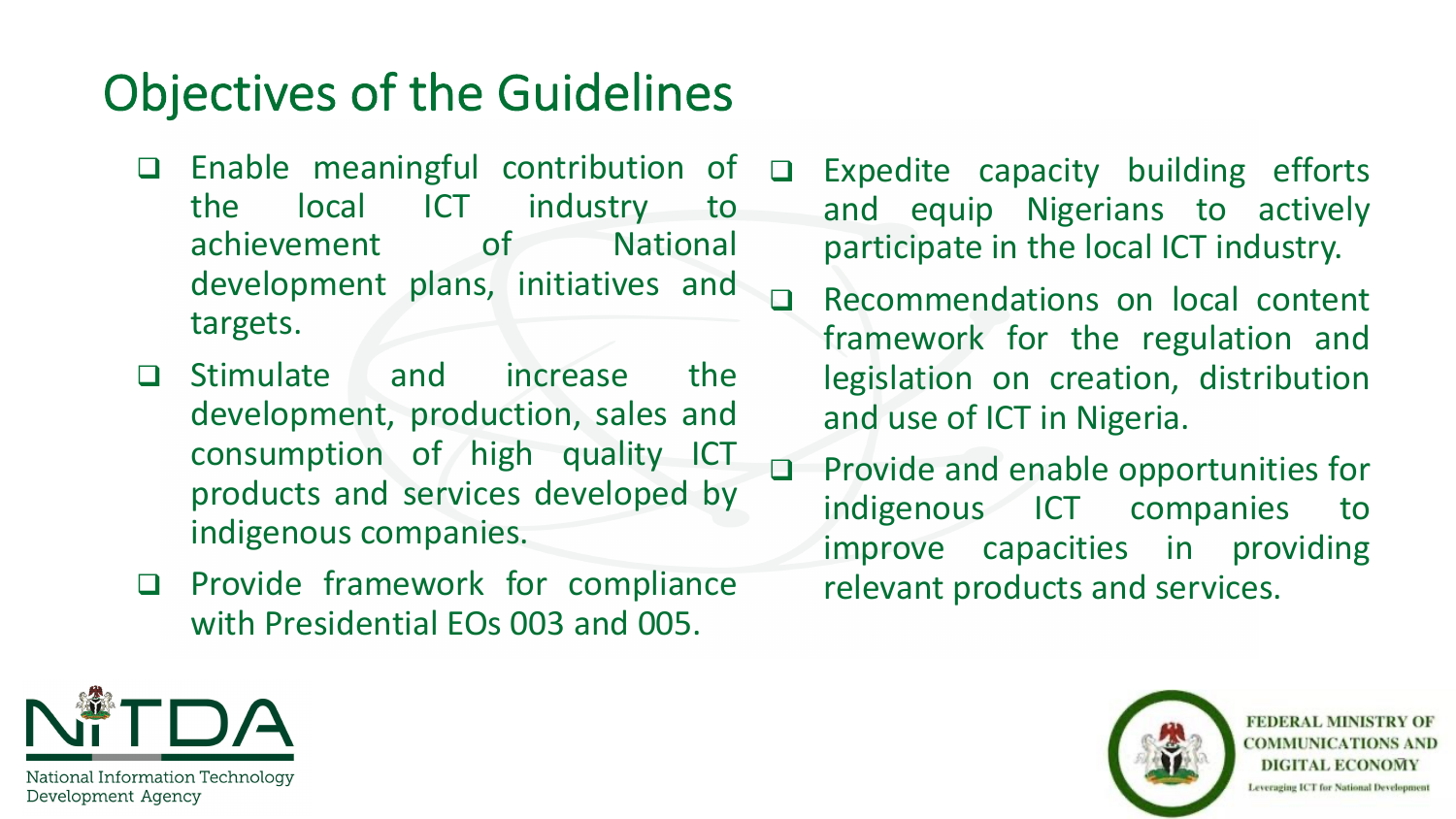# Objectives of the Guidelines

- Enable meaningful contribution of the local ICT industry to achievement of National development plans, initiatives and targets.
- Stimulate and increase the development, production, sales and consumption of high quality ICT products and services developed by indigenous companies.
- Provide framework for compliance with Presidential EOs 003 and 005.
- Expedite capacity building efforts and equip Nigerians to actively participate in the local ICT industry.
- Recommendations on local content framework for the regulation and legislation on creation, distribution and use of ICT in Nigeria.
- Provide and enable opportunities for indigenous ICT companies to improve capacities in providing relevant products and services.

NITDA
National Information Technology Development Agency

FEDERAL MINISTRY OF COMMUNICATIONS AND DIGITAL ECONOMY
Leveraging ICT for National Development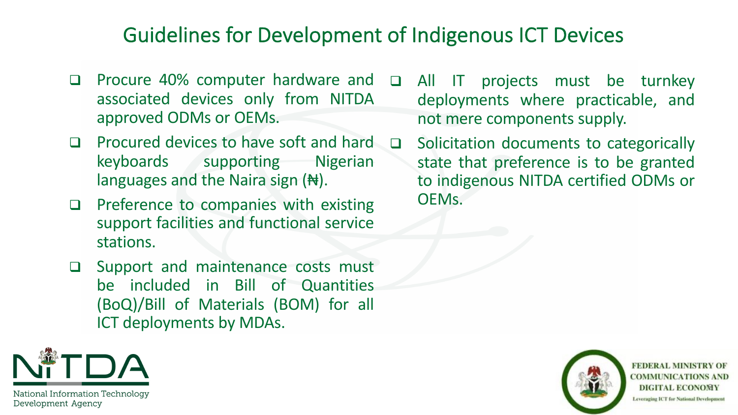## Guidelines for Development of Indigenous ICT Devices

- Procure 40% computer hardware and associated devices only from NITDA approved ODMs or OEMs.
- Procured devices to have soft and hard keyboards supporting Nigerian languages and the Naira sign (₦).
- Preference to companies with existing support facilities and functional service stations.
- Support and maintenance costs must be included in Bill of Quantities (BoQ)/Bill of Materials (BOM) for all ICT deployments by MDAs.
- All IT projects must be turnkey deployments where practicable, and not mere components supply.
- Solicitation documents to categorically state that preference is to be granted to indigenous NITDA certified ODMs or OEMs.

National Information Technology Development Agency

FEDERAL MINISTRY OF COMMUNICATIONS AND DIGITAL ECONOMY

Leveraging ICT for National Development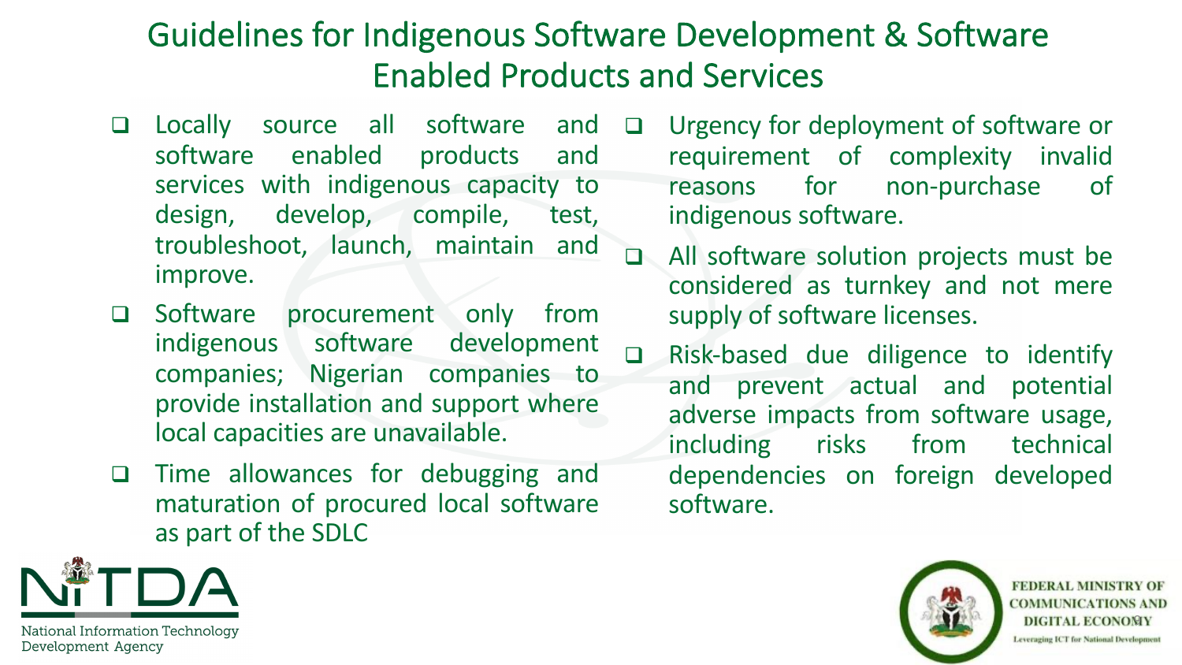# Guidelines for Indigenous Software Development & Software Enabled Products and Services

- Locally source all software and software enabled products and services with indigenous capacity to design, develop, compile, test, troubleshoot, launch, maintain and improve.
- Software procurement only from indigenous software development companies; Nigerian companies to provide installation and support where local capacities are unavailable.
- Time allowances for debugging and maturation of procured local software as part of the SDLC
- Urgency for deployment of software or requirement of complexity invalid reasons for non-purchase of indigenous software.
- All software solution projects must be considered as turnkey and not mere supply of software licenses.
- Risk-based due diligence to identify and prevent actual and potential adverse impacts from software usage, including risks from technical dependencies on foreign developed software.

NITDA
National Information Technology Development Agency

FEDERAL MINISTRY OF COMMUNICATIONS AND DIGITAL ECONOMY
Leveraging ICT for National Development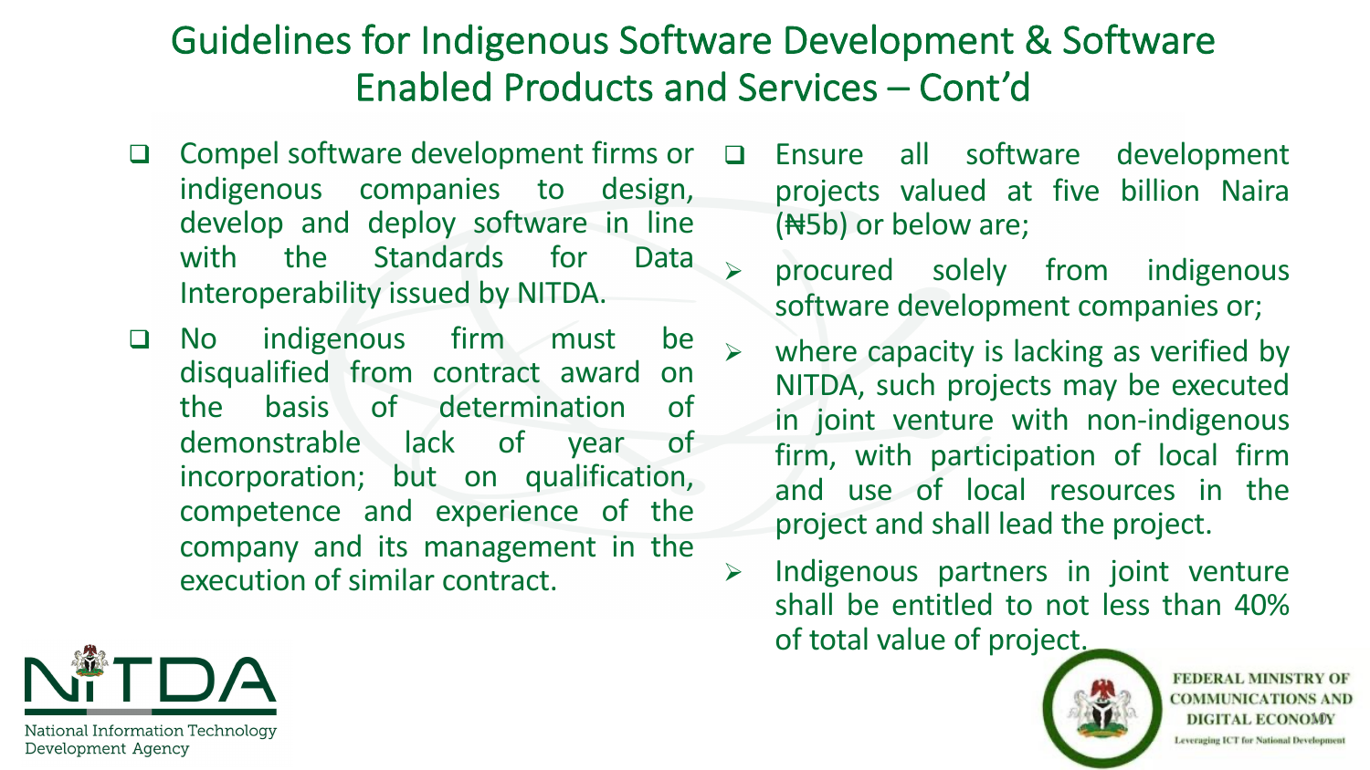# Guidelines for Indigenous Software Development & Software Enabled Products and Services – Cont'd

- Compel software development firms or indigenous companies to design, develop and deploy software in line with the Standards for Data Interoperability issued by NITDA.
- No indigenous firm must be disqualified from contract award on the basis of determination of demonstrable lack of year of incorporation; but on qualification, competence and experience of the company and its management in the execution of similar contract.
- Ensure all software development projects valued at five billion Naira (₦5b) or below are;
  - procured solely from indigenous software development companies or;
  - where capacity is lacking as verified by NITDA, such projects may be executed in joint venture with non-indigenous firm, with participation of local firm and use of local resources in the project and shall lead the project.
  - Indigenous partners in joint venture shall be entitled to not less than 40% of total value of project.

NITDA
National Information Technology Development Agency

FEDERAL MINISTRY OF COMMUNICATIONS AND DIGITAL ECONOMY
Leveraging ICT for National Development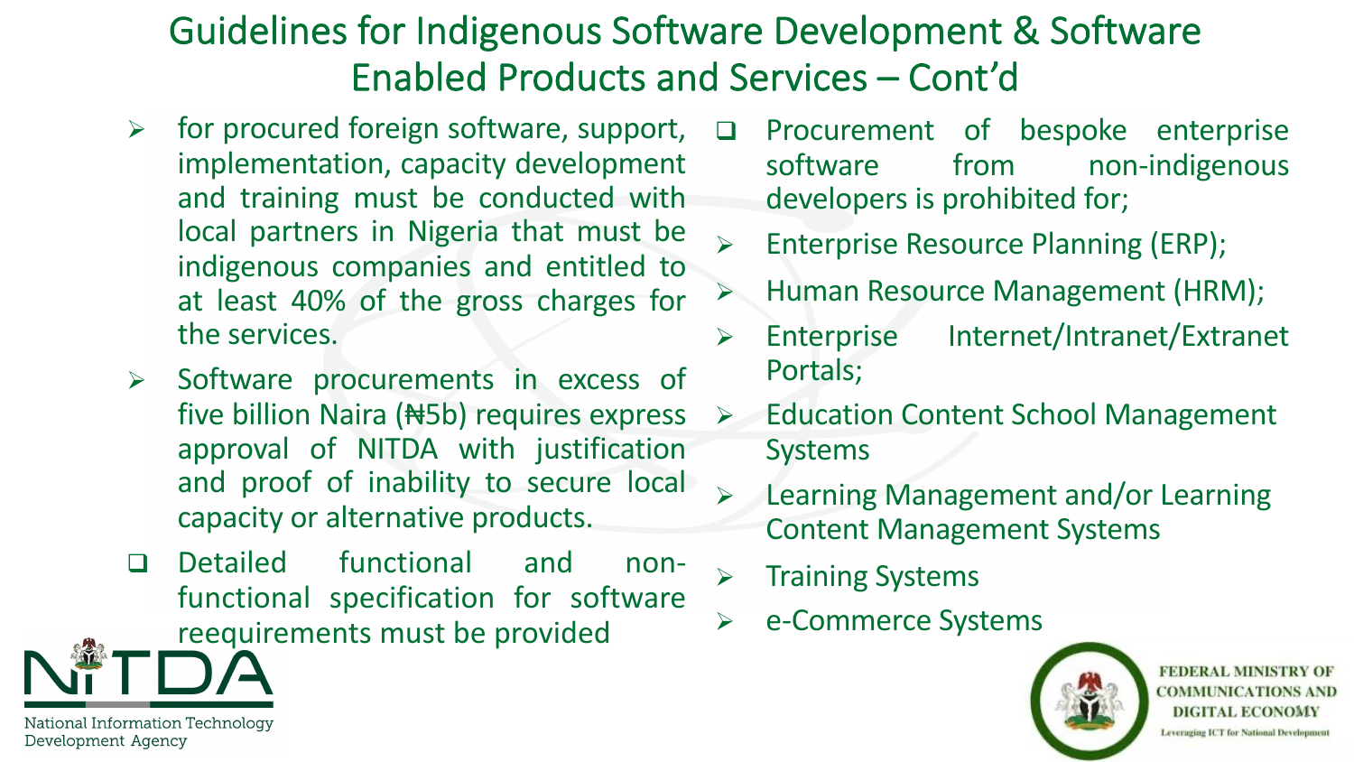# Guidelines for Indigenous Software Development & Software Enabled Products and Services – Cont'd

- for procured foreign software, support, implementation, capacity development and training must be conducted with local partners in Nigeria that must be indigenous companies and entitled to at least 40% of the gross charges for the services.
- Software procurements in excess of five billion Naira (₦5b) requires express approval of NITDA with justification and proof of inability to secure local capacity or alternative products.

- Detailed functional and non-functional specification for software reequirements must be provided

- Procurement of bespoke enterprise software from non-indigenous developers is prohibited for;
  - Enterprise Resource Planning (ERP);
  - Human Resource Management (HRM);
  - Enterprise Internet/Intranet/Extranet Portals;
  - Education Content School Management Systems
  - Learning Management and/or Learning Content Management Systems
  - Training Systems
  - e-Commerce Systems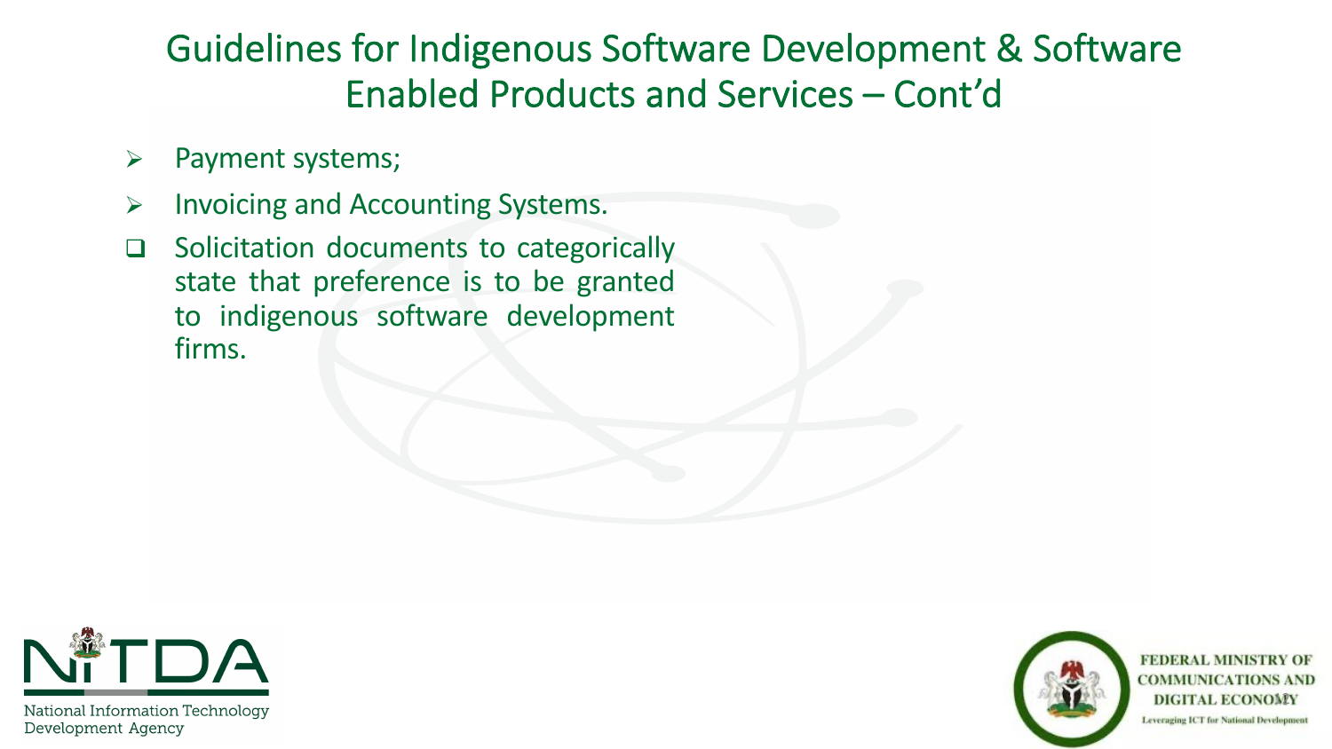# Guidelines for Indigenous Software Development & Software Enabled Products and Services – Cont'd

- Payment systems;
- Invoicing and Accounting Systems.

- Solicitation documents to categorically state that preference is to be granted to indigenous software development firms.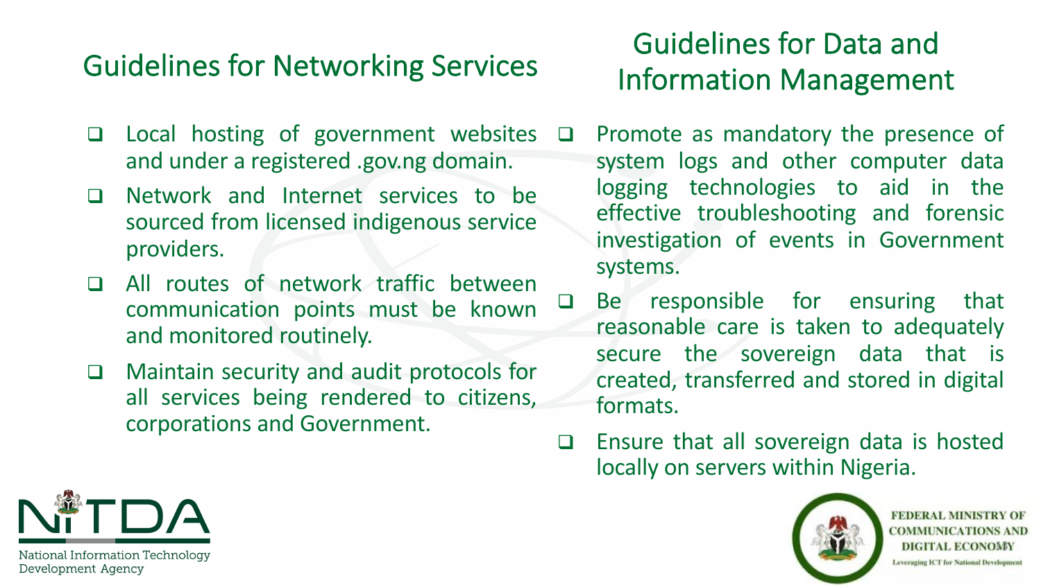## Guidelines for Networking Services

- Local hosting of government websites and under a registered .gov.ng domain.
- Network and Internet services to be sourced from licensed indigenous service providers.
- All routes of network traffic between communication points must be known and monitored routinely.
- Maintain security and audit protocols for all services being rendered to citizens, corporations and Government.

## Guidelines for Data and Information Management

- Promote as mandatory the presence of system logs and other computer data logging technologies to aid in the effective troubleshooting and forensic investigation of events in Government systems.
- Be responsible for ensuring that reasonable care is taken to adequately secure the sovereign data that is created, transferred and stored in digital formats.
- Ensure that all sovereign data is hosted locally on servers within Nigeria.

NITDA
National Information Technology Development Agency

FEDERAL MINISTRY OF COMMUNICATIONS AND DIGITAL ECONOMY
Leveraging ICT for National Development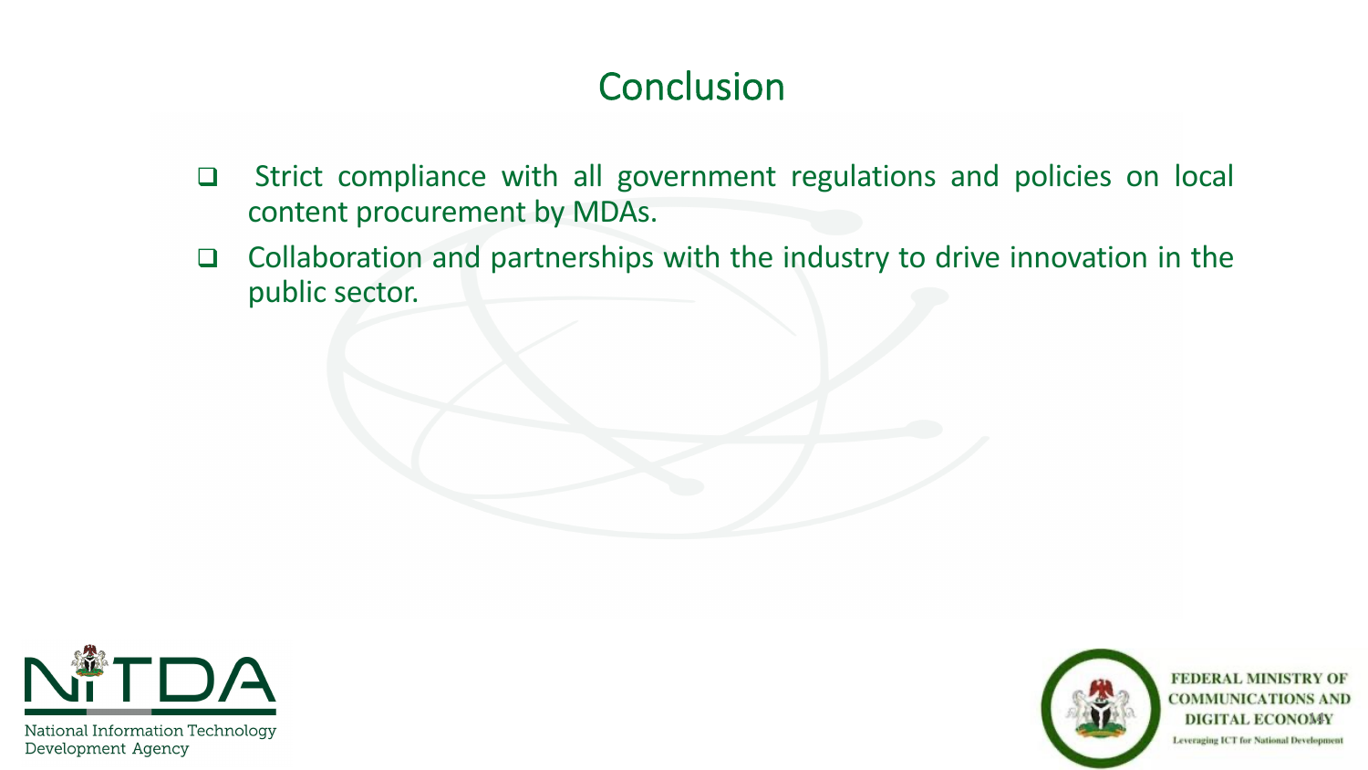# Conclusion

- Strict compliance with all government regulations and policies on local content procurement by MDAs.
- Collaboration and partnerships with the industry to drive innovation in the public sector.